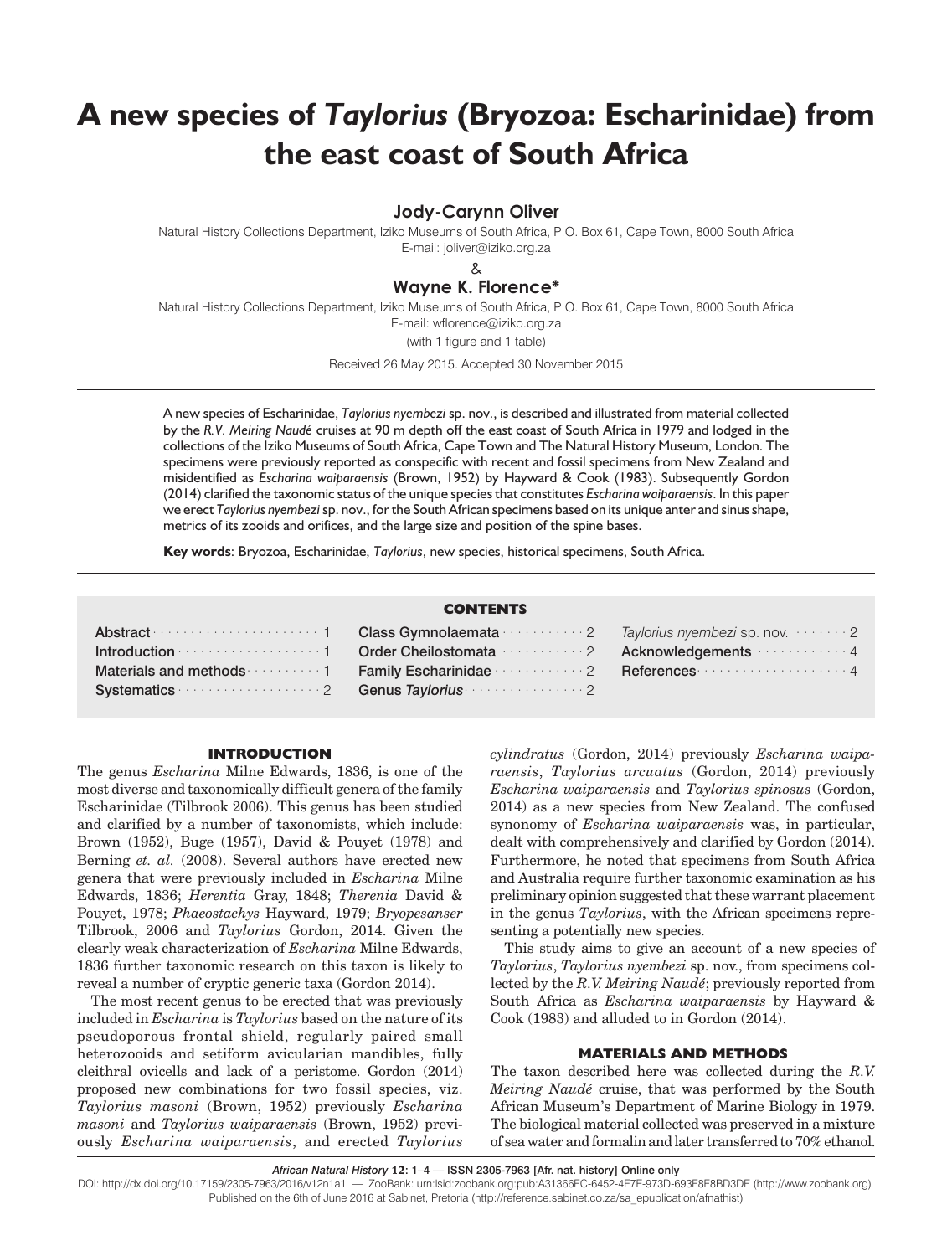# A new species of *Taylorius* (Bryozoa: Escharinidae) from the east coast of South Africa

**Jody-Carynn Oliver**

Natural History Collections Department, Iziko Museums of South Africa, P.O. Box 61, Cape Town, 8000 South Africa
E-mail: joliver@iziko.org.za

&

**Wayne K. Florence***

Natural History Collections Department, Iziko Museums of South Africa, P.O. Box 61, Cape Town, 8000 South Africa
E-mail: wflorence@iziko.org.za

(with 1 figure and 1 table)

Received 26 May 2015. Accepted 30 November 2015

A new species of Escharinidae, *Taylorius nyembezi* sp. nov., is described and illustrated from material collected by the *R.V. Meiring Naudé* cruises at 90 m depth off the east coast of South Africa in 1979 and lodged in the collections of the Iziko Museums of South Africa, Cape Town and The Natural History Museum, London. The specimens were previously reported as conspecific with recent and fossil specimens from New Zealand and misidentified as *Escharina waiparaensis* (Brown, 1952) by Hayward & Cook (1983). Subsequently Gordon (2014) clarified the taxonomic status of the unique species that constitutes *Escharina waiparaensis*. In this paper we erect *Taylorius nyembezi* sp. nov., for the South African specimens based on its unique anter and sinus shape, metrics of its zooids and orifices, and the large size and position of the spine bases.

**Key words**: Bryozoa, Escharinidae, *Taylorius*, new species, historical specimens, South Africa.

**CONTENTS**

| | | | | | |
|---|---|---|---|---|---|
| Abstract | 1 | Class Gymnolaemata | 2 | *Taylorius nyembezi* sp. nov. | 2 |
| Introduction | 1 | Order Cheilostomata | 2 | Acknowledgements | 4 |
| Materials and methods | 1 | Family Escharinidae | 2 | References | 4 |
| Systematics | 2 | Genus *Taylorius* | 2 | | |

## INTRODUCTION

The genus *Escharina* Milne Edwards, 1836, is one of the most diverse and taxonomically difficult genera of the family Escharinidae (Tilbrook 2006). This genus has been studied and clarified by a number of taxonomists, which include: Brown (1952), Buge (1957), David & Pouyet (1978) and Berning *et. al.* (2008). Several authors have erected new genera that were previously included in *Escharina* Milne Edwards, 1836; *Herentia* Gray, 1848; *Therenia* David & Pouyet, 1978; *Phaeostachys* Hayward, 1979; *Bryopesanser* Tilbrook, 2006 and *Taylorius* Gordon, 2014. Given the clearly weak characterization of *Escharina* Milne Edwards, 1836 further taxonomic research on this taxon is likely to reveal a number of cryptic generic taxa (Gordon 2014).

The most recent genus to be erected that was previously included in *Escharina* is *Taylorius* based on the nature of its pseudoporous frontal shield, regularly paired small heterozooids and setiform avicularian mandibles, fully cleithral ovicells and lack of a peristome. Gordon (2014) proposed new combinations for two fossil species, viz. *Taylorius masoni* (Brown, 1952) previously *Escharina masoni* and *Taylorius waiparaensis* (Brown, 1952) previously *Escharina waiparaensis*, and erected *Taylorius cylindratus* (Gordon, 2014) previously *Escharina waiparaensis*, *Taylorius arcuatus* (Gordon, 2014) previously *Escharina waiparaensis* and *Taylorius spinosus* (Gordon, 2014) as a new species from New Zealand. The confused synonomy of *Escharina waiparaensis* was, in particular, dealt with comprehensively and clarified by Gordon (2014). Furthermore, he noted that specimens from South Africa and Australia require further taxonomic examination as his preliminary opinion suggested that these warrant placement in the genus *Taylorius*, with the African specimens representing a potentially new species.

This study aims to give an account of a new species of *Taylorius*, *Taylorius nyembezi* sp. nov., from specimens collected by the *R.V. Meiring Naudé*; previously reported from South Africa as *Escharina waiparaensis* by Hayward & Cook (1983) and alluded to in Gordon (2014).

## MATERIALS AND METHODS

The taxon described here was collected during the *R.V. Meiring Naudé* cruise, that was performed by the South African Museum's Department of Marine Biology in 1979. The biological material collected was preserved in a mixture of sea water and formalin and later transferred to 70% ethanol.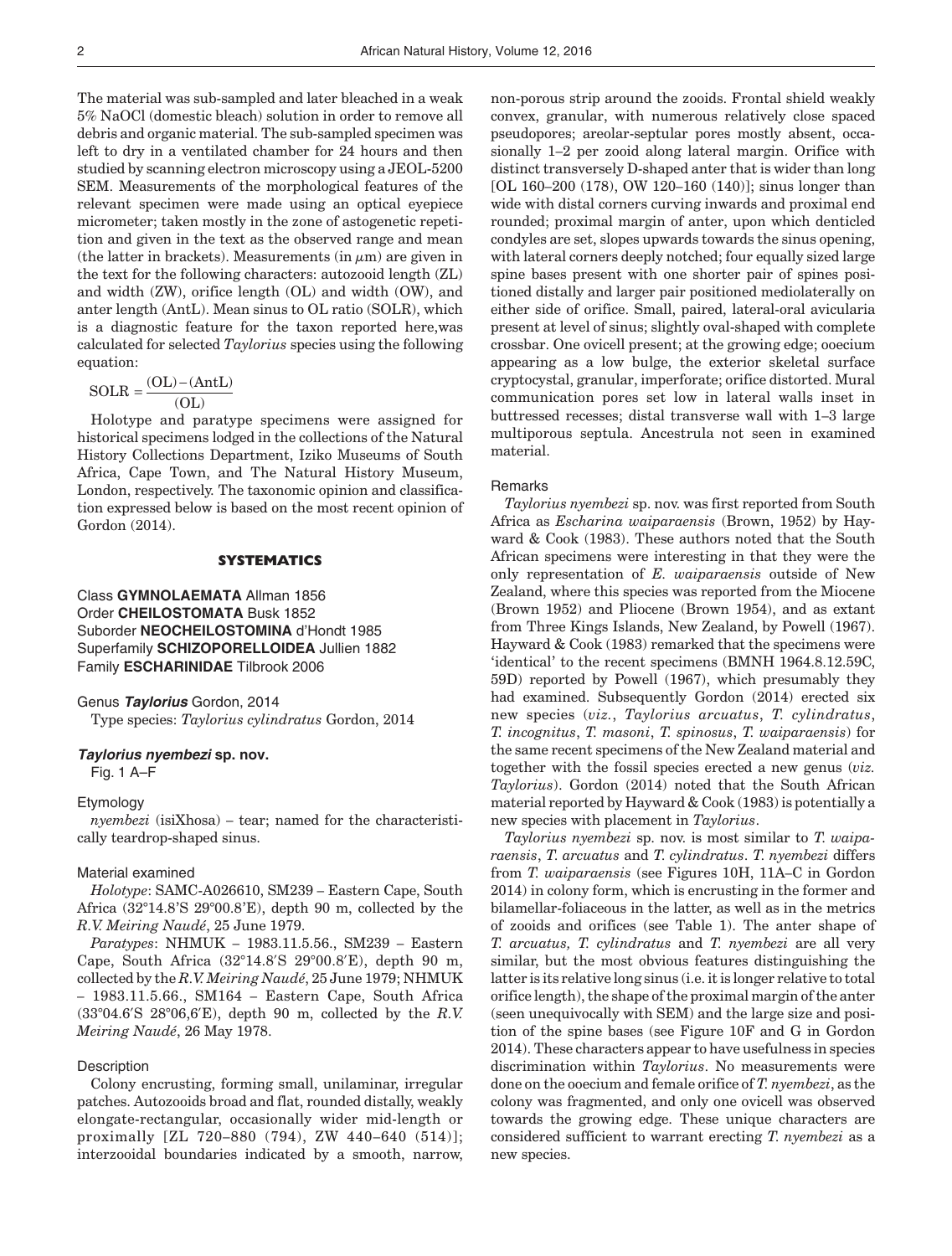The material was sub-sampled and later bleached in a weak 5% NaOCl (domestic bleach) solution in order to remove all debris and organic material. The sub-sampled specimen was left to dry in a ventilated chamber for 24 hours and then studied by scanning electron microscopy using a JEOL-5200 SEM. Measurements of the morphological features of the relevant specimen were made using an optical eyepiece micrometer; taken mostly in the zone of astogenetic repetition and given in the text as the observed range and mean (the latter in brackets). Measurements (in $\mu$m) are given in the text for the following characters: autozooid length (ZL) and width (ZW), orifice length (OL) and width (OW), and anter length (AntL). Mean sinus to OL ratio (SOLR), which is a diagnostic feature for the taxon reported here,was calculated for selected *Taylorius* species using the following equation:

$$\text{SOLR} = \frac{(\text{OL}) - (\text{AntL})}{(\text{OL})}$$

Holotype and paratype specimens were assigned for historical specimens lodged in the collections of the Natural History Collections Department, Iziko Museums of South Africa, Cape Town, and The Natural History Museum, London, respectively. The taxonomic opinion and classification expressed below is based on the most recent opinion of Gordon (2014).

## SYSTEMATICS

Class **GYMNOLAEMATA** Allman 1856
Order **CHEILOSTOMATA** Busk 1852
Suborder **NEOCHEILOSTOMINA** d'Hondt 1985
Superfamily **SCHIZOPORELLOIDEA** Jullien 1882
Family **ESCHARINIDAE** Tilbrook 2006

Genus ***Taylorius*** Gordon, 2014
Type species: *Taylorius cylindratus* Gordon, 2014

### ***Taylorius nyembezi*** **sp. nov.**

Fig. 1 A–F

#### Etymology

*nyembezi* (isiXhosa) – tear; named for the characteristically teardrop-shaped sinus.

#### Material examined

*Holotype*: SAMC-A026610, SM239 – Eastern Cape, South Africa (32°14.8′S 29°00.8′E), depth 90 m, collected by the *R.V. Meiring Naudé*, 25 June 1979.

*Paratypes*: NHMUK – 1983.11.5.56., SM239 – Eastern Cape, South Africa (32°14.8′S 29°00.8′E), depth 90 m, collected by the *R.V. Meiring Naudé*, 25 June 1979; NHMUK – 1983.11.5.66., SM164 – Eastern Cape, South Africa (33°04.6′S 28°06,6′E), depth 90 m, collected by the *R.V. Meiring Naudé*, 26 May 1978.

#### Description

Colony encrusting, forming small, unilaminar, irregular patches. Autozooids broad and flat, rounded distally, weakly elongate-rectangular, occasionally wider mid-length or proximally [ZL 720–880 (794), ZW 440–640 (514)]; interzooidal boundaries indicated by a smooth, narrow, non-porous strip around the zooids. Frontal shield weakly convex, granular, with numerous relatively close spaced pseudopores; areolar-septular pores mostly absent, occasionally 1–2 per zooid along lateral margin. Orifice with distinct transversely D-shaped anter that is wider than long [OL 160–200 (178), OW 120–160 (140)]; sinus longer than wide with distal corners curving inwards and proximal end rounded; proximal margin of anter, upon which denticled condyles are set, slopes upwards towards the sinus opening, with lateral corners deeply notched; four equally sized large spine bases present with one shorter pair of spines positioned distally and larger pair positioned mediolaterally on either side of orifice. Small, paired, lateral-oral avicularia present at level of sinus; slightly oval-shaped with complete crossbar. One ovicell present; at the growing edge; ooecium appearing as a low bulge, the exterior skeletal surface cryptocystal, granular, imperforate; orifice distorted. Mural communication pores set low in lateral walls inset in buttressed recesses; distal transverse wall with 1–3 large multiporous septula. Ancestrula not seen in examined material.

#### Remarks

*Taylorius nyembezi* sp. nov. was first reported from South Africa as *Escharina waiparaensis* (Brown, 1952) by Hayward & Cook (1983). These authors noted that the South African specimens were interesting in that they were the only representation of *E. waiparaensis* outside of New Zealand, where this species was reported from the Miocene (Brown 1952) and Pliocene (Brown 1954), and as extant from Three Kings Islands, New Zealand, by Powell (1967). Hayward & Cook (1983) remarked that the specimens were 'identical' to the recent specimens (BMNH 1964.8.12.59C, 59D) reported by Powell (1967), which presumably they had examined. Subsequently Gordon (2014) erected six new species (*viz.*, *Taylorius arcuatus*, *T. cylindratus*, *T. incognitus*, *T. masoni*, *T. spinosus*, *T. waiparaensis*) for the same recent specimens of the New Zealand material and together with the fossil species erected a new genus (*viz. Taylorius*). Gordon (2014) noted that the South African material reported by Hayward & Cook (1983) is potentially a new species with placement in *Taylorius*.

*Taylorius nyembezi* sp. nov. is most similar to *T. waiparaensis*, *T. arcuatus* and *T. cylindratus*. *T. nyembezi* differs from *T. waiparaensis* (see Figures 10H, 11A–C in Gordon 2014) in colony form, which is encrusting in the former and bilamellar-foliaceous in the latter, as well as in the metrics of zooids and orifices (see Table 1). The anter shape of *T. arcuatus*, *T. cylindratus* and *T. nyembezi* are all very similar, but the most obvious features distinguishing the latter is its relative long sinus (i.e. it is longer relative to total orifice length), the shape of the proximal margin of the anter (seen unequivocally with SEM) and the large size and position of the spine bases (see Figure 10F and G in Gordon 2014). These characters appear to have usefulness in species discrimination within *Taylorius*. No measurements were done on the ooecium and female orifice of *T. nyembezi*, as the colony was fragmented, and only one ovicell was observed towards the growing edge. These unique characters are considered sufficient to warrant erecting *T. nyembezi* as a new species.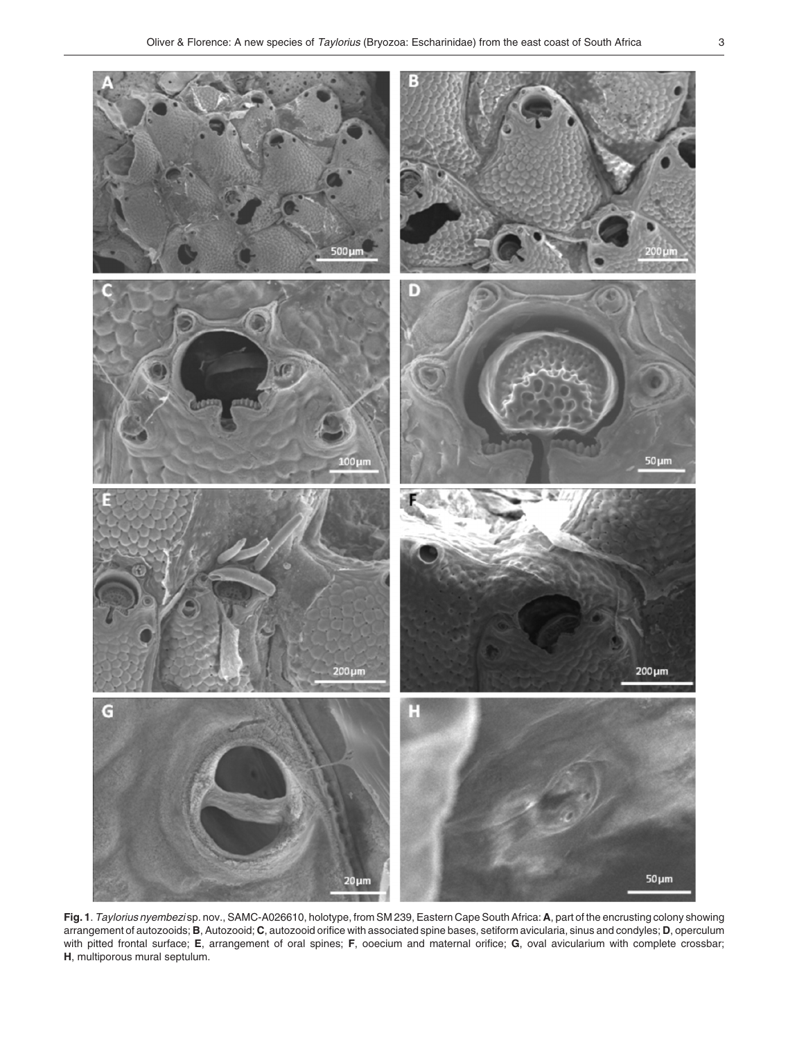**Fig. 1**. *Taylorius nyembezi* sp. nov., SAMC-A026610, holotype, from SM 239, Eastern Cape South Africa: **A**, part of the encrusting colony showing arrangement of autozooids; **B**, Autozooid; **C**, autozooid orifice with associated spine bases, setiform avicularia, sinus and condyles; **D**, operculum with pitted frontal surface; **E**, arrangement of oral spines; **F**, ooecium and maternal orifice; **G**, oval avicularium with complete crossbar; **H**, multiporous mural septulum.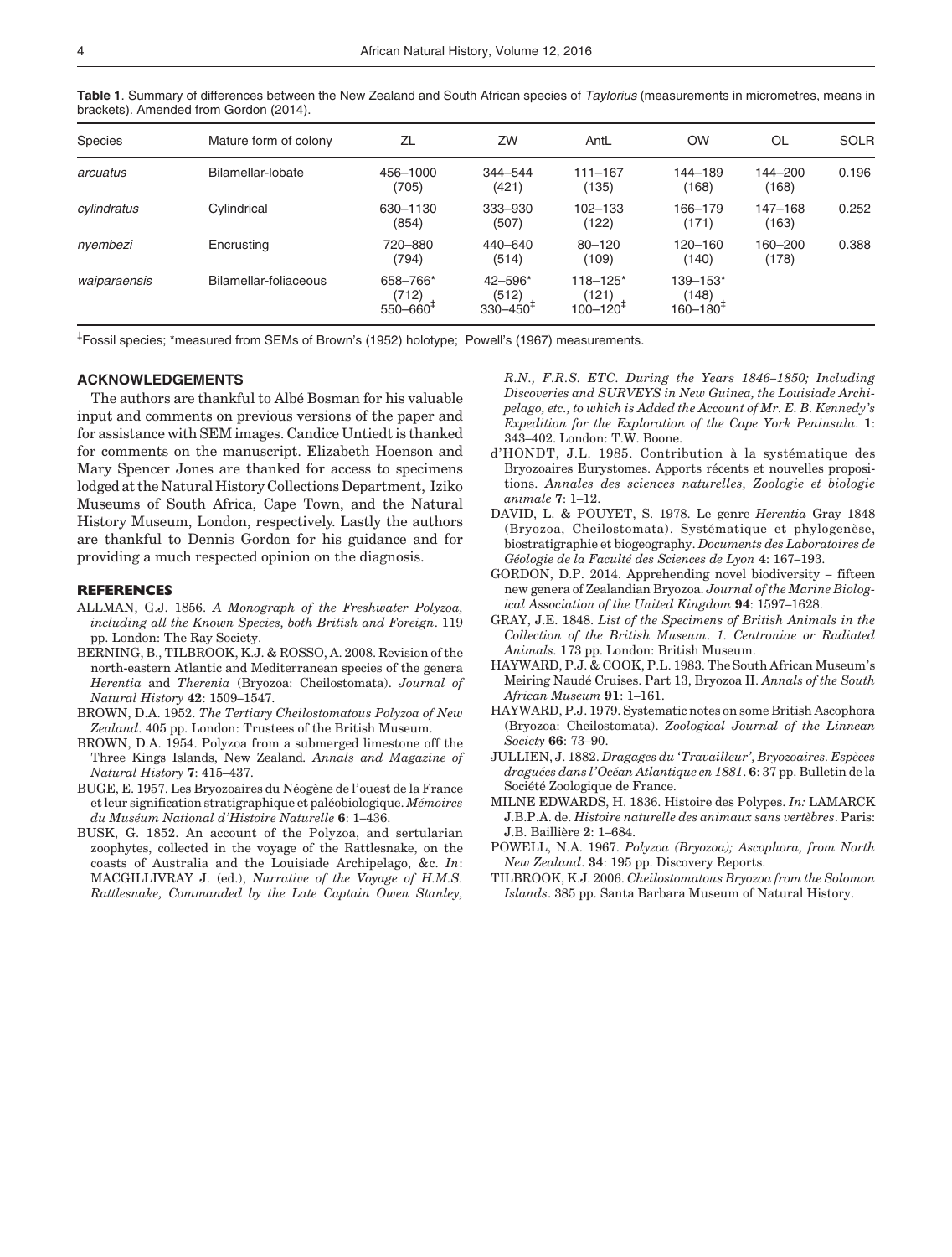**Table 1**. Summary of differences between the New Zealand and South African species of *Taylorius* (measurements in micrometres, means in brackets). Amended from Gordon (2014).

| Species | Mature form of colony | ZL | ZW | AntL | OW | OL | SOLR |
|---|---|---|---|---|---|---|---|
| *arcuatus* | Bilamellar-lobate | 456–1000 (705) | 344–544 (421) | 111–167 (135) | 144–189 (168) | 144–200 (168) | 0.196 |
| *cylindratus* | Cylindrical | 630–1130 (854) | 333–930 (507) | 102–133 (122) | 166–179 (171) | 147–168 (163) | 0.252 |
| *nyembezi* | Encrusting | 720–880 (794) | 440–640 (514) | 80–120 (109) | 120–160 (140) | 160–200 (178) | 0.388 |
| *waiparaensis* | Bilamellar-foliaceous | 658–766* (712) 550–660‡ | 42–596* (512) 330–450‡ | 118–125* (121) 100–120‡ | 139–153* (148) 160–180‡ | | |

‡Fossil species; *measured from SEMs of Brown's (1952) holotype; Powell's (1967) measurements.

## ACKNOWLEDGEMENTS

The authors are thankful to Albé Bosman for his valuable input and comments on previous versions of the paper and for assistance with SEM images. Candice Untiedt is thanked for comments on the manuscript. Elizabeth Hoenson and Mary Spencer Jones are thanked for access to specimens lodged at the Natural History Collections Department, Iziko Museums of South Africa, Cape Town, and the Natural History Museum, London, respectively. Lastly the authors are thankful to Dennis Gordon for his guidance and for providing a much respected opinion on the diagnosis.

## REFERENCES

ALLMAN, G.J. 1856. *A Monograph of the Freshwater Polyzoa, including all the Known Species, both British and Foreign*. 119 pp. London: The Ray Society.

BERNING, B., TILBROOK, K.J. & ROSSO, A. 2008. Revision of the north-eastern Atlantic and Mediterranean species of the genera *Herentia* and *Therenia* (Bryozoa: Cheilostomata). *Journal of Natural History* **42**: 1509–1547.

BROWN, D.A. 1952. *The Tertiary Cheilostomatous Polyzoa of New Zealand*. 405 pp. London: Trustees of the British Museum.

BROWN, D.A. 1954. Polyzoa from a submerged limestone off the Three Kings Islands, New Zealand. *Annals and Magazine of Natural History* **7**: 415–437.

BUGE, E. 1957. Les Bryozoaires du Néogène de l'ouest de la France et leur signification stratigraphique et paléobiologique. *Mémoires du Muséum National d'Histoire Naturelle* **6**: 1–436.

BUSK, G. 1852. An account of the Polyzoa, and sertularian zoophytes, collected in the voyage of the Rattlesnake, on the coasts of Australia and the Louisiade Archipelago, &c. *In*: MACGILLIVRAY J. (ed.), *Narrative of the Voyage of H.M.S. Rattlesnake, Commanded by the Late Captain Owen Stanley, R.N., F.R.S. ETC. During the Years 1846–1850; Including Discoveries and SURVEYS in New Guinea, the Louisiade Archipelago, etc., to which is Added the Account of Mr. E. B. Kennedy's Expedition for the Exploration of the Cape York Peninsula*. **1**: 343–402. London: T.W. Boone.

d'HONDT, J.L. 1985. Contribution à la systématique des Bryozoaires Eurystomes. Apports récents et nouvelles propositions. *Annales des sciences naturelles, Zoologie et biologie animale* **7**: 1–12.

DAVID, L. & POUYET, S. 1978. Le genre *Herentia* Gray 1848 (Bryozoa, Cheilostomata). Systématique et phylogenèse, biostratigraphie et biogeography. *Documents des Laboratoires de Géologie de la Faculté des Sciences de Lyon* **4**: 167–193.

GORDON, D.P. 2014. Apprehending novel biodiversity – fifteen new genera of Zealandian Bryozoa. *Journal of the Marine Biological Association of the United Kingdom* **94**: 1597–1628.

GRAY, J.E. 1848. *List of the Specimens of British Animals in the Collection of the British Museum. 1. Centroniae or Radiated Animals*. 173 pp. London: British Museum.

HAYWARD, P.J. & COOK, P.L. 1983. The South African Museum's Meiring Naudé Cruises. Part 13, Bryozoa II. *Annals of the South African Museum* **91**: 1–161.

HAYWARD, P.J. 1979. Systematic notes on some British Ascophora (Bryozoa: Cheilostomata). *Zoological Journal of the Linnean Society* **66**: 73–90.

JULLIEN, J. 1882. *Dragages du 'Travailleur', Bryozoaires. Espèces draguées dans l'Océan Atlantique en 1881*. **6**: 37 pp. Bulletin de la Société Zoologique de France.

MILNE EDWARDS, H. 1836. Histoire des Polypes. *In:* LAMARCK J.B.P.A. de. *Histoire naturelle des animaux sans vertèbres*. Paris: J.B. Baillière **2**: 1–684.

POWELL, N.A. 1967. *Polyzoa (Bryozoa); Ascophora, from North New Zealand*. **34**: 195 pp. Discovery Reports.

TILBROOK, K.J. 2006. *Cheilostomatous Bryozoa from the Solomon Islands*. 385 pp. Santa Barbara Museum of Natural History.